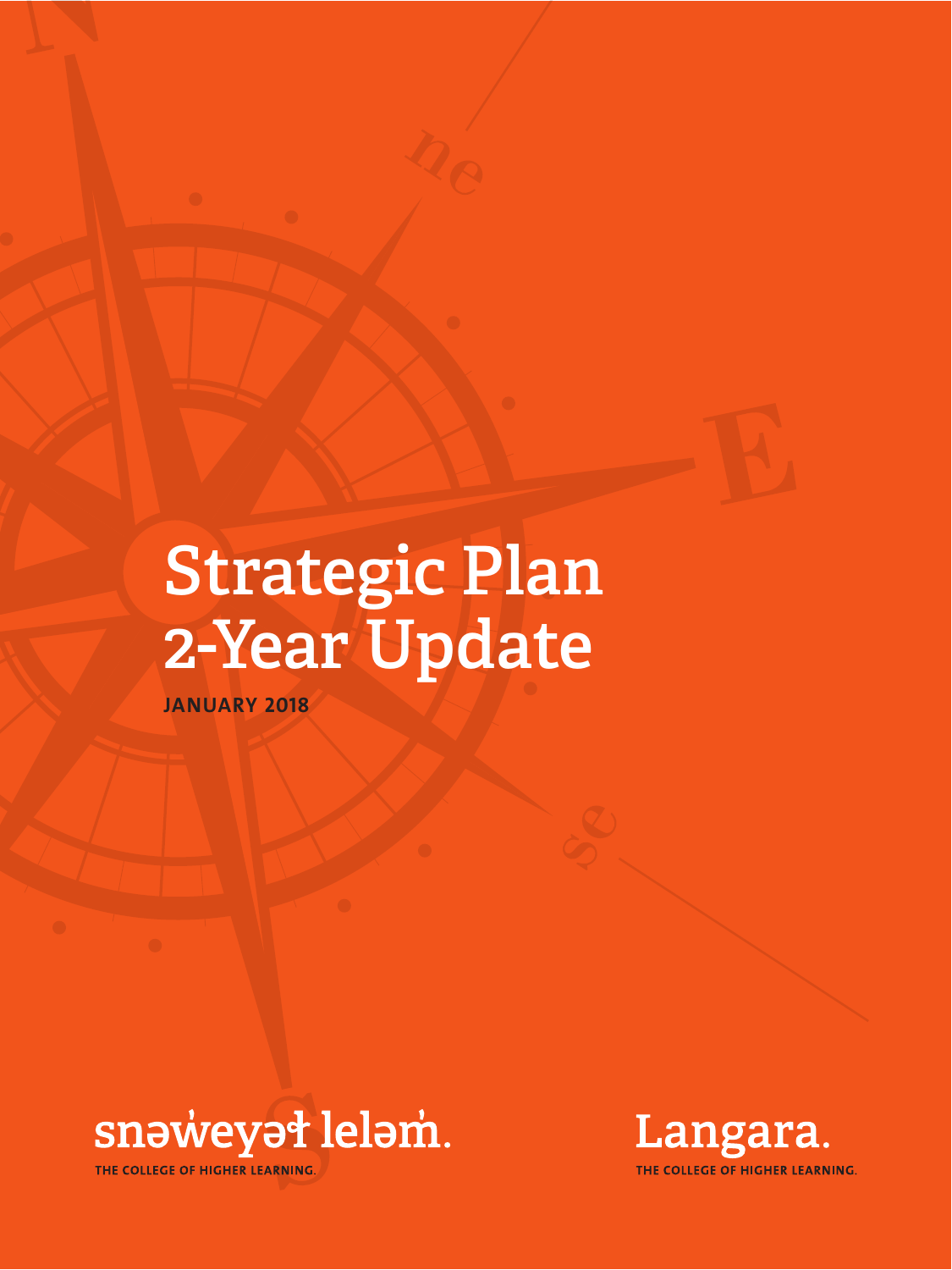# Strategic Plan 2-Year Update

**JANUARY 2018**

snəw̓eyəɬ leləm̓.

THE COLLEGE OF HIGHER LEARNING.

Langara.

THE COLLEGE OF HIGHER LEARNING.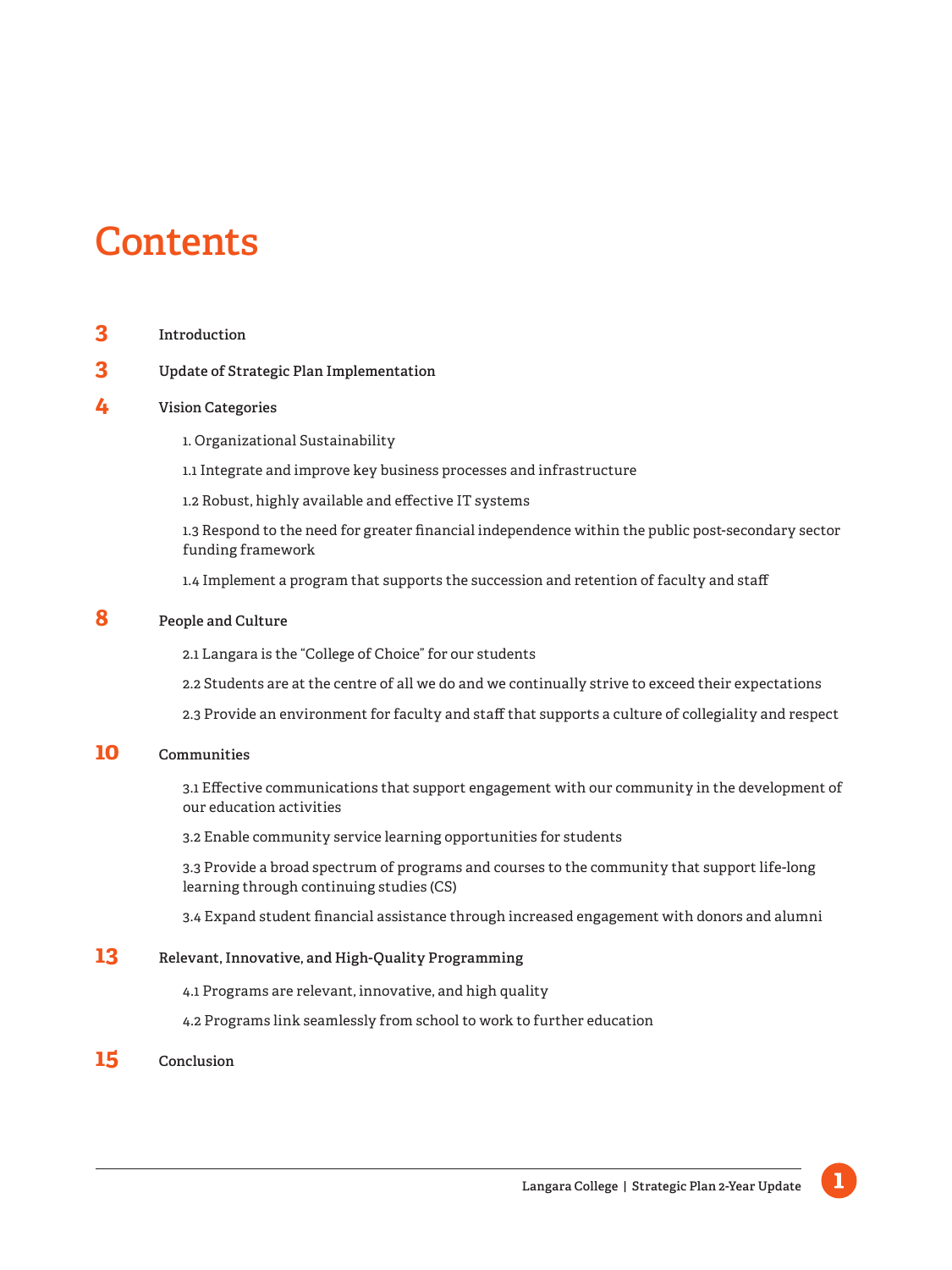# Contents

3 **Introduction**

3 **Update of Strategic Plan Implementation**

4 **Vision Categories**

- 1. Organizational Sustainability
- 1.1 Integrate and improve key business processes and infrastructure
- 1.2 Robust, highly available and effective IT systems
- 1.3 Respond to the need for greater financial independence within the public post-secondary sector funding framework
- 1.4 Implement a program that supports the succession and retention of faculty and staff

8 **People and Culture**

- 2.1 Langara is the "College of Choice" for our students
- 2.2 Students are at the centre of all we do and we continually strive to exceed their expectations
- 2.3 Provide an environment for faculty and staff that supports a culture of collegiality and respect

10 **Communities**

- 3.1 Effective communications that support engagement with our community in the development of our education activities
- 3.2 Enable community service learning opportunities for students
- 3.3 Provide a broad spectrum of programs and courses to the community that support life-long learning through continuing studies (CS)
- 3.4 Expand student financial assistance through increased engagement with donors and alumni

13 **Relevant, Innovative, and High-Quality Programming**

- 4.1 Programs are relevant, innovative, and high quality
- 4.2 Programs link seamlessly from school to work to further education

15 **Conclusion**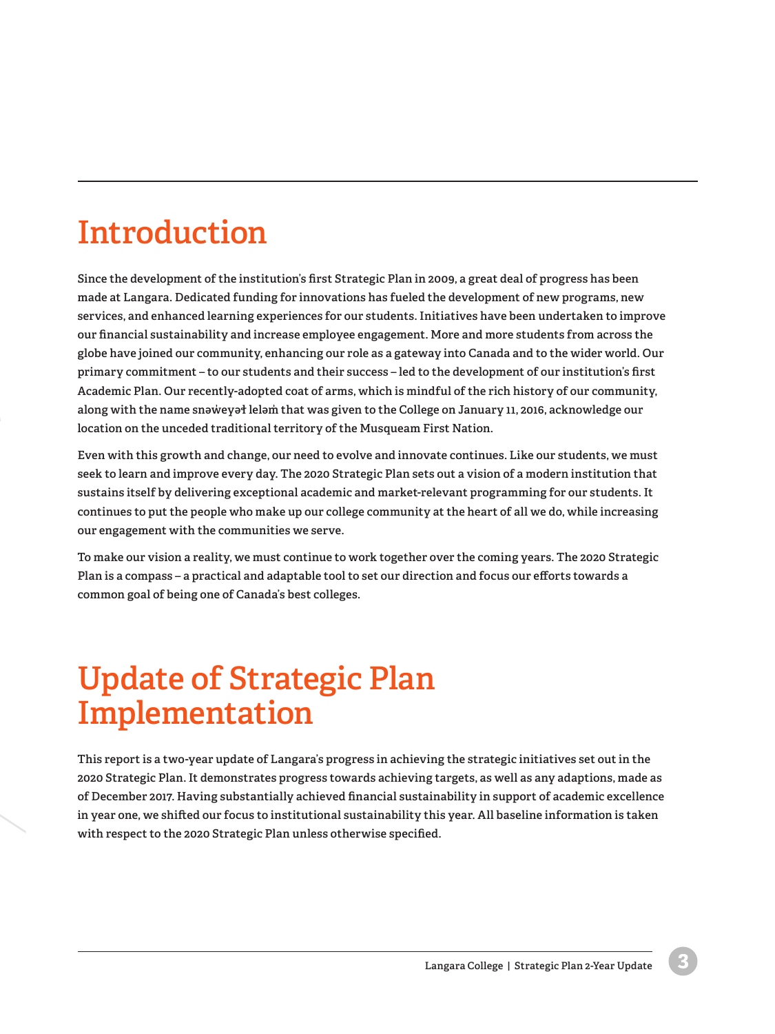# Introduction

Since the development of the institution's first Strategic Plan in 2009, a great deal of progress has been made at Langara. Dedicated funding for innovations has fueled the development of new programs, new services, and enhanced learning experiences for our students. Initiatives have been undertaken to improve our financial sustainability and increase employee engagement. More and more students from across the globe have joined our community, enhancing our role as a gateway into Canada and to the wider world. Our primary commitment – to our students and their success – led to the development of our institution's first Academic Plan. Our recently-adopted coat of arms, which is mindful of the rich history of our community, along with the name snəw̓eyəɬ leləm̓ that was given to the College on January 11, 2016, acknowledge our location on the unceded traditional territory of the Musqueam First Nation.

Even with this growth and change, our need to evolve and innovate continues. Like our students, we must seek to learn and improve every day. The 2020 Strategic Plan sets out a vision of a modern institution that sustains itself by delivering exceptional academic and market-relevant programming for our students. It continues to put the people who make up our college community at the heart of all we do, while increasing our engagement with the communities we serve.

To make our vision a reality, we must continue to work together over the coming years. The 2020 Strategic Plan is a compass – a practical and adaptable tool to set our direction and focus our efforts towards a common goal of being one of Canada's best colleges.

# Update of Strategic Plan Implementation

This report is a two-year update of Langara's progress in achieving the strategic initiatives set out in the 2020 Strategic Plan. It demonstrates progress towards achieving targets, as well as any adaptions, made as of December 2017. Having substantially achieved financial sustainability in support of academic excellence in year one, we shifted our focus to institutional sustainability this year. All baseline information is taken with respect to the 2020 Strategic Plan unless otherwise specified.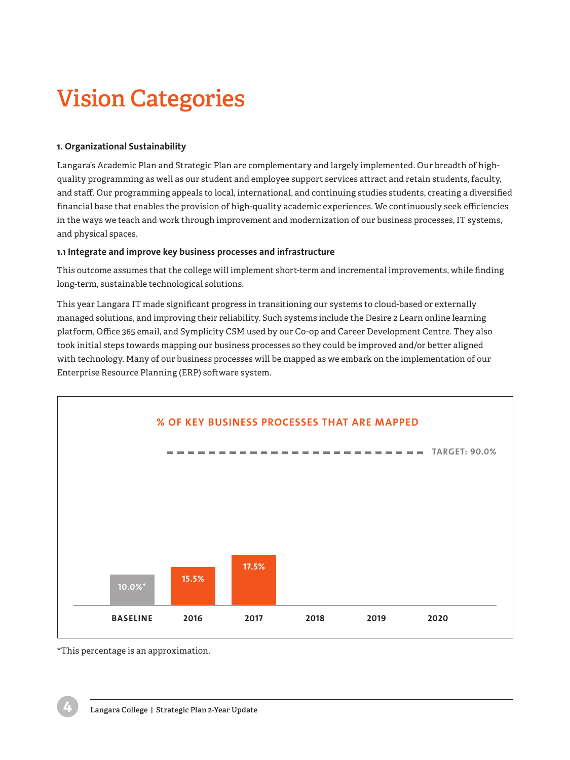# Vision Categories

**1. Organizational Sustainability**

Langara's Academic Plan and Strategic Plan are complementary and largely implemented. Our breadth of high-quality programming as well as our student and employee support services attract and retain students, faculty, and staff. Our programming appeals to local, international, and continuing studies students, creating a diversified financial base that enables the provision of high-quality academic experiences. We continuously seek efficiencies in the ways we teach and work through improvement and modernization of our business processes, IT systems, and physical spaces.

**1.1 Integrate and improve key business processes and infrastructure**

This outcome assumes that the college will implement short-term and incremental improvements, while finding long-term, sustainable technological solutions.

This year Langara IT made significant progress in transitioning our systems to cloud-based or externally managed solutions, and improving their reliability. Such systems include the Desire 2 Learn online learning platform, Office 365 email, and Symplicity CSM used by our Co-op and Career Development Centre. They also took initial steps towards mapping our business processes so they could be improved and/or better aligned with technology. Many of our business processes will be mapped as we embark on the implementation of our Enterprise Resource Planning (ERP) software system.

**% OF KEY BUSINESS PROCESSES THAT ARE MAPPED**

TARGET: 90.0%

| BASELINE | 2016 | 2017 | 2018 | 2019 | 2020 |
|---|---|---|---|---|---|
| 10.0%* | 15.5% | 17.5% | | | |

*This percentage is an approximation.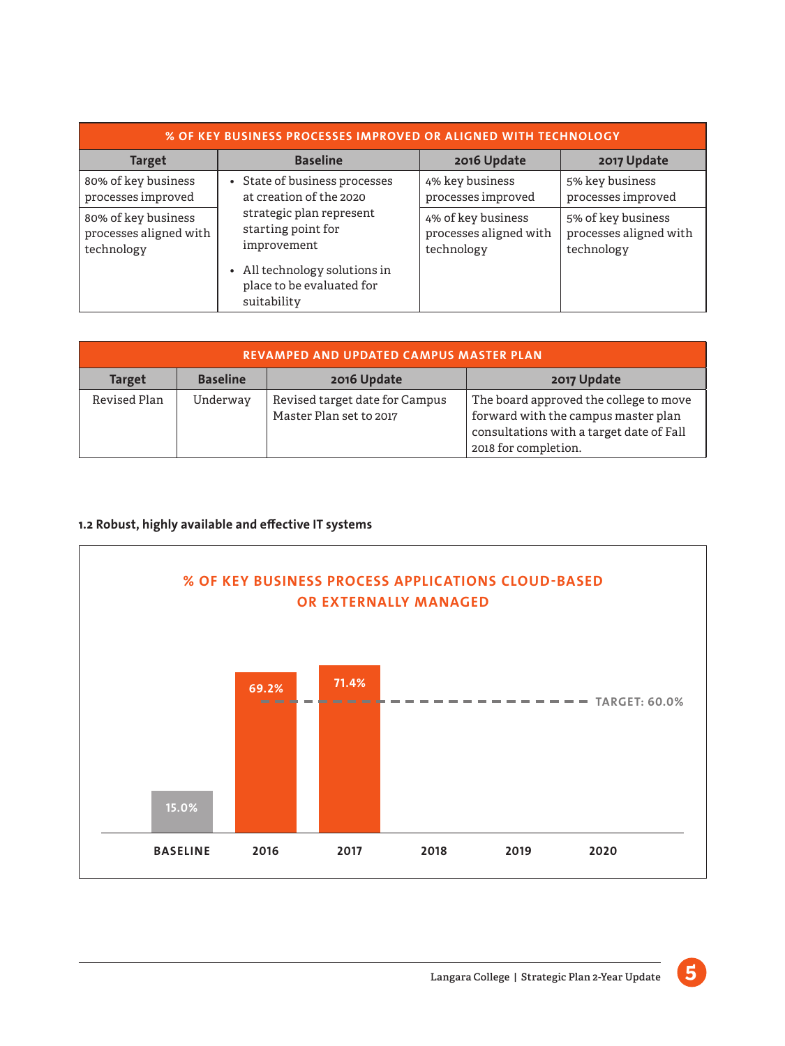| % OF KEY BUSINESS PROCESSES IMPROVED OR ALIGNED WITH TECHNOLOGY | | | |
|---|---|---|---|
| **Target** | **Baseline** | **2016 Update** | **2017 Update** |
| 80% of key business processes improved | • State of business processes at creation of the 2020 strategic plan represent starting point for improvement<br>• All technology solutions in place to be evaluated for suitability | 4% key business processes improved | 5% key business processes improved |
| 80% of key business processes aligned with technology | | 4% of key business processes aligned with technology | 5% of key business processes aligned with technology |

| REVAMPED AND UPDATED CAMPUS MASTER PLAN | | | |
|---|---|---|---|
| **Target** | **Baseline** | **2016 Update** | **2017 Update** |
| Revised Plan | Underway | Revised target date for Campus Master Plan set to 2017 | The board approved the college to move forward with the campus master plan consultations with a target date of Fall 2018 for completion. |

**1.2 Robust, highly available and effective IT systems**

**% OF KEY BUSINESS PROCESS APPLICATIONS CLOUD-BASED OR EXTERNALLY MANAGED**

| | BASELINE | 2016 | 2017 | 2018 | 2019 | 2020 |
|---|---|---|---|---|---|---|
| % | 15.0% | 69.2% | 71.4% | | | |

TARGET: 60.0%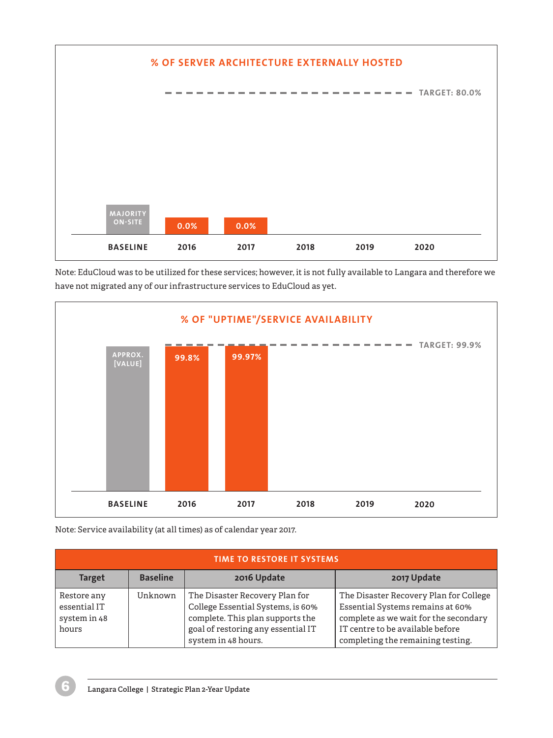## % OF SERVER ARCHITECTURE EXTERNALLY HOSTED

| | BASELINE | 2016 | 2017 | 2018 | 2019 | 2020 |
|---|---|---|---|---|---|---|
| % externally hosted | MAJORITY ON-SITE | 0.0% | 0.0% | | | |

TARGET: 80.0%

Note: EduCloud was to be utilized for these services; however, it is not fully available to Langara and therefore we have not migrated any of our infrastructure services to EduCloud as yet.

## % OF "UPTIME"/SERVICE AVAILABILITY

| | BASELINE | 2016 | 2017 | 2018 | 2019 | 2020 |
|---|---|---|---|---|---|---|
| % uptime | APPROX. [VALUE] | 99.8% | 99.97% | | | |

TARGET: 99.9%

Note: Service availability (at all times) as of calendar year 2017.

| TIME TO RESTORE IT SYSTEMS | | | |
|---|---|---|---|
| **Target** | **Baseline** | **2016 Update** | **2017 Update** |
| Restore any essential IT system in 48 hours | Unknown | The Disaster Recovery Plan for College Essential Systems, is 60% complete. This plan supports the goal of restoring any essential IT system in 48 hours. | The Disaster Recovery Plan for College Essential Systems remains at 60% complete as we wait for the secondary IT centre to be available before completing the remaining testing. |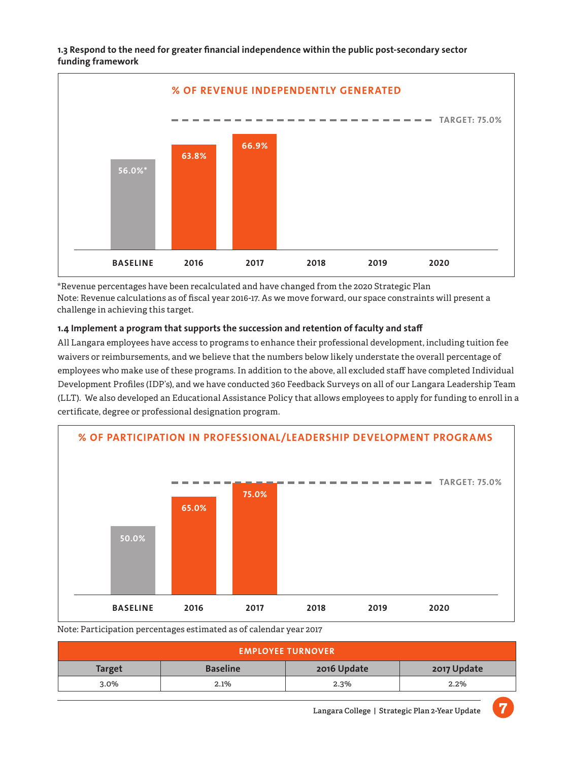**1.3 Respond to the need for greater financial independence within the public post-secondary sector funding framework**

**% OF REVENUE INDEPENDENTLY GENERATED**

| | BASELINE | 2016 | 2017 | 2018 | 2019 | 2020 |
|---|---|---|---|---|---|---|
| % of revenue independently generated | 56.0%* | 63.8% | 66.9% | | | |
| TARGET | 75.0% | | | | | |

*Revenue percentages have been recalculated and have changed from the 2020 Strategic Plan
Note: Revenue calculations as of fiscal year 2016-17. As we move forward, our space constraints will present a challenge in achieving this target.

**1.4 Implement a program that supports the succession and retention of faculty and staff**

All Langara employees have access to programs to enhance their professional development, including tuition fee waivers or reimbursements, and we believe that the numbers below likely understate the overall percentage of employees who make use of these programs. In addition to the above, all excluded staff have completed Individual Development Profiles (IDP's), and we have conducted 360 Feedback Surveys on all of our Langara Leadership Team (LLT). We also developed an Educational Assistance Policy that allows employees to apply for funding to enroll in a certificate, degree or professional designation program.

**% OF PARTICIPATION IN PROFESSIONAL/LEADERSHIP DEVELOPMENT PROGRAMS**

| | BASELINE | 2016 | 2017 | 2018 | 2019 | 2020 |
|---|---|---|---|---|---|---|
| % of participation | 50.0% | 65.0% | 75.0% | | | |
| TARGET | 75.0% | | | | | |

Note: Participation percentages estimated as of calendar year 2017

**EMPLOYEE TURNOVER**

| Target | Baseline | 2016 Update | 2017 Update |
|---|---|---|---|
| 3.0% | 2.1% | 2.3% | 2.2% |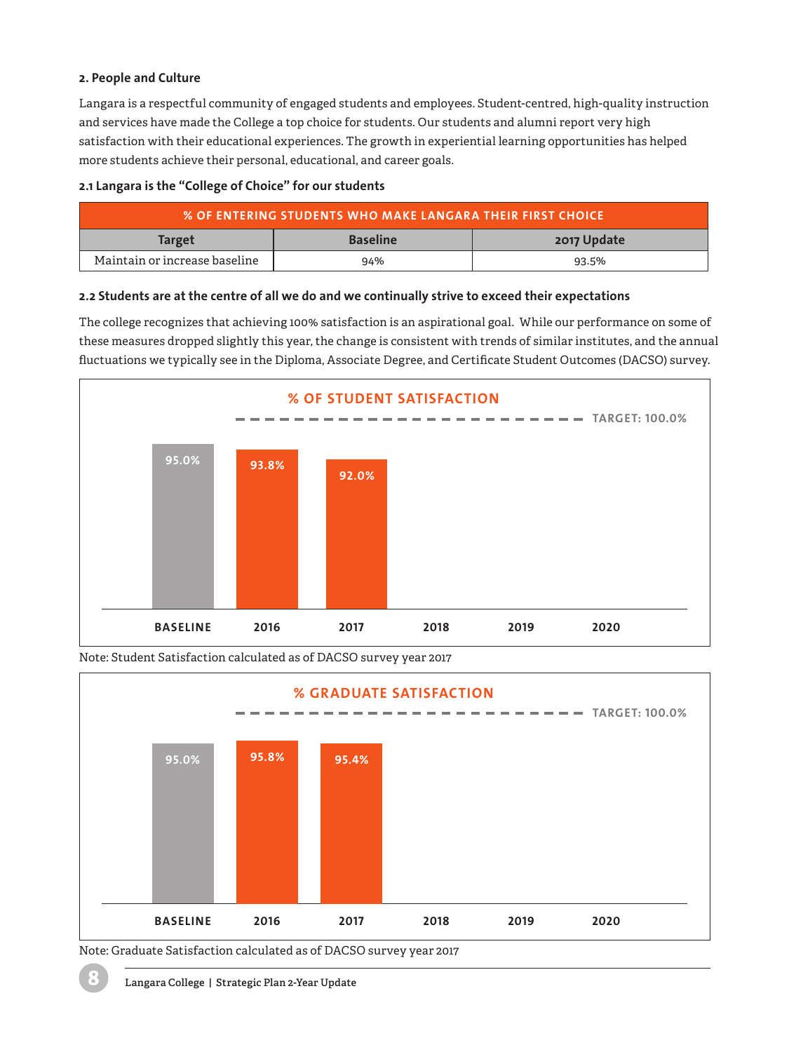**2. People and Culture**

Langara is a respectful community of engaged students and employees. Student-centred, high-quality instruction and services have made the College a top choice for students. Our students and alumni report very high satisfaction with their educational experiences. The growth in experiential learning opportunities has helped more students achieve their personal, educational, and career goals.

**2.1 Langara is the "College of Choice" for our students**

| % OF ENTERING STUDENTS WHO MAKE LANGARA THEIR FIRST CHOICE | | |
|---|---|---|
| Target | Baseline | 2017 Update |
| Maintain or increase baseline | 94% | 93.5% |

**2.2 Students are at the centre of all we do and we continually strive to exceed their expectations**

The college recognizes that achieving 100% satisfaction is an aspirational goal. While our performance on some of these measures dropped slightly this year, the change is consistent with trends of similar institutes, and the annual fluctuations we typically see in the Diploma, Associate Degree, and Certificate Student Outcomes (DACSO) survey.

**% OF STUDENT SATISFACTION**

TARGET: 100.0%

| BASELINE | 2016 | 2017 | 2018 | 2019 | 2020 |
|---|---|---|---|---|---|
| 95.0% | 93.8% | 92.0% | | | |

Note: Student Satisfaction calculated as of DACSO survey year 2017

**% GRADUATE SATISFACTION**

TARGET: 100.0%

| BASELINE | 2016 | 2017 | 2018 | 2019 | 2020 |
|---|---|---|---|---|---|
| 95.0% | 95.8% | 95.4% | | | |

Note: Graduate Satisfaction calculated as of DACSO survey year 2017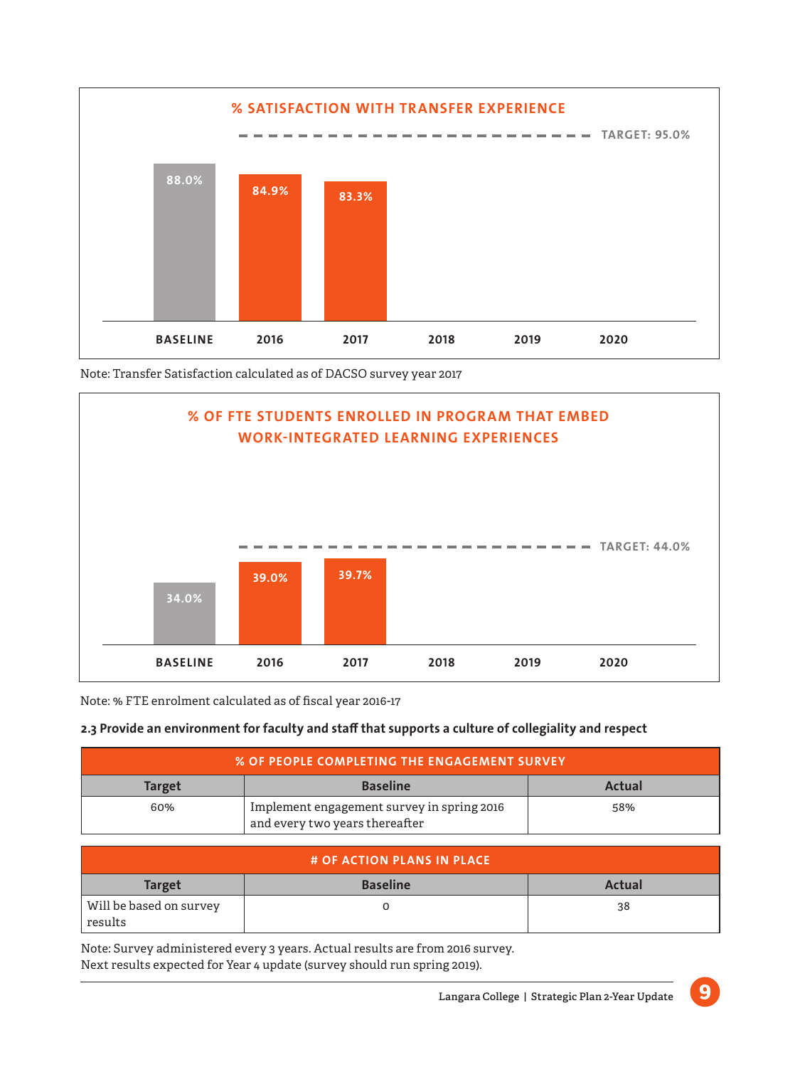**% SATISFACTION WITH TRANSFER EXPERIENCE**

TARGET: 95.0%

| BASELINE | 2016 | 2017 | 2018 | 2019 | 2020 |
|---|---|---|---|---|---|
| 88.0% | 84.9% | 83.3% | | | |

Note: Transfer Satisfaction calculated as of DACSO survey year 2017

**% OF FTE STUDENTS ENROLLED IN PROGRAM THAT EMBED WORK-INTEGRATED LEARNING EXPERIENCES**

TARGET: 44.0%

| BASELINE | 2016 | 2017 | 2018 | 2019 | 2020 |
|---|---|---|---|---|---|
| 34.0% | 39.0% | 39.7% | | | |

Note: % FTE enrolment calculated as of fiscal year 2016-17

**2.3 Provide an environment for faculty and staff that supports a culture of collegiality and respect**

| % OF PEOPLE COMPLETING THE ENGAGEMENT SURVEY | | |
|---|---|---|
| **Target** | **Baseline** | **Actual** |
| 60% | Implement engagement survey in spring 2016 and every two years thereafter | 58% |

| # OF ACTION PLANS IN PLACE | | |
|---|---|---|
| **Target** | **Baseline** | **Actual** |
| Will be based on survey results | 0 | 38 |

Note: Survey administered every 3 years. Actual results are from 2016 survey.
Next results expected for Year 4 update (survey should run spring 2019).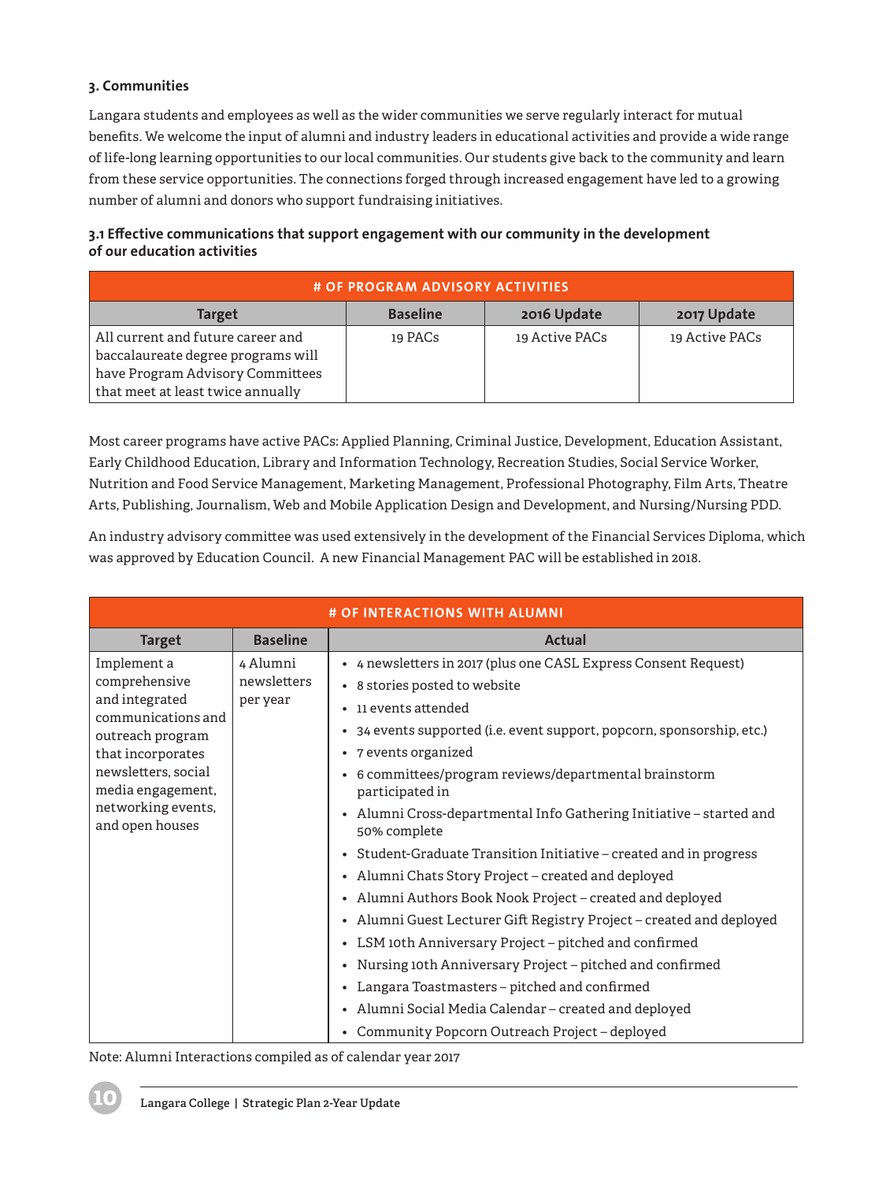### 3. Communities

Langara students and employees as well as the wider communities we serve regularly interact for mutual benefits. We welcome the input of alumni and industry leaders in educational activities and provide a wide range of life-long learning opportunities to our local communities. Our students give back to the community and learn from these service opportunities. The connections forged through increased engagement have led to a growing number of alumni and donors who support fundraising initiatives.

#### 3.1 Effective communications that support engagement with our community in the development of our education activities

| # OF PROGRAM ADVISORY ACTIVITIES | | | |
|---|---|---|---|
| **Target** | **Baseline** | **2016 Update** | **2017 Update** |
| All current and future career and baccalaureate degree programs will have Program Advisory Committees that meet at least twice annually | 19 PACs | 19 Active PACs | 19 Active PACs |

Most career programs have active PACs: Applied Planning, Criminal Justice, Development, Education Assistant, Early Childhood Education, Library and Information Technology, Recreation Studies, Social Service Worker, Nutrition and Food Service Management, Marketing Management, Professional Photography, Film Arts, Theatre Arts, Publishing, Journalism, Web and Mobile Application Design and Development, and Nursing/Nursing PDD.

An industry advisory committee was used extensively in the development of the Financial Services Diploma, which was approved by Education Council. A new Financial Management PAC will be established in 2018.

| # OF INTERACTIONS WITH ALUMNI | | |
|---|---|---|
| **Target** | **Baseline** | **Actual** |
| Implement a comprehensive and integrated communications and outreach program that incorporates newsletters, social media engagement, networking events, and open houses | 4 Alumni newsletters per year | • 4 newsletters in 2017 (plus one CASL Express Consent Request)<br>• 8 stories posted to website<br>• 11 events attended<br>• 34 events supported (i.e. event support, popcorn, sponsorship, etc.)<br>• 7 events organized<br>• 6 committees/program reviews/departmental brainstorm participated in<br>• Alumni Cross-departmental Info Gathering Initiative – started and 50% complete<br>• Student-Graduate Transition Initiative – created and in progress<br>• Alumni Chats Story Project – created and deployed<br>• Alumni Authors Book Nook Project – created and deployed<br>• Alumni Guest Lecturer Gift Registry Project – created and deployed<br>• LSM 10th Anniversary Project – pitched and confirmed<br>• Nursing 10th Anniversary Project – pitched and confirmed<br>• Langara Toastmasters – pitched and confirmed<br>• Alumni Social Media Calendar – created and deployed<br>• Community Popcorn Outreach Project – deployed |

Note: Alumni Interactions compiled as of calendar year 2017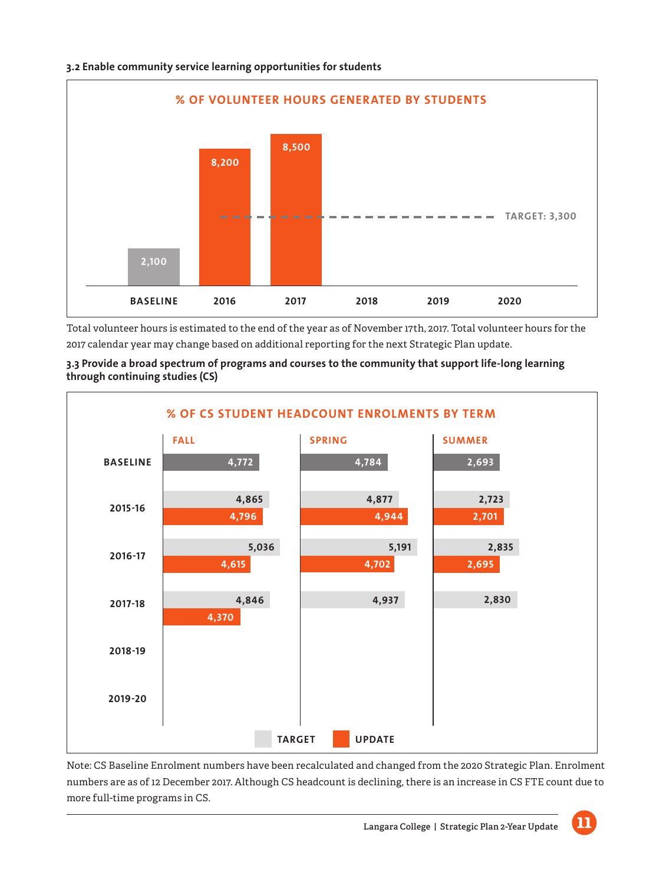**3.2 Enable community service learning opportunities for students**

**% OF VOLUNTEER HOURS GENERATED BY STUDENTS**

| | BASELINE | 2016 | 2017 | 2018 | 2019 | 2020 |
|---|---|---|---|---|---|---|
| Volunteer hours | 2,100 | 8,200 | 8,500 | | | |
| Target | | 3,300 | 3,300 | 3,300 | 3,300 | 3,300 |

Total volunteer hours is estimated to the end of the year as of November 17th, 2017. Total volunteer hours for the 2017 calendar year may change based on additional reporting for the next Strategic Plan update.

**3.3 Provide a broad spectrum of programs and courses to the community that support life-long learning through continuing studies (CS)**

**% OF CS STUDENT HEADCOUNT ENROLMENTS BY TERM**

| | FALL | | SPRING | | SUMMER | |
|---|---|---|---|---|---|---|
| | TARGET | UPDATE | TARGET | UPDATE | TARGET | UPDATE |
| BASELINE | 4,772 | | 4,784 | | 2,693 | |
| 2015-16 | 4,865 | 4,796 | 4,877 | 4,944 | 2,723 | 2,701 |
| 2016-17 | 5,036 | 4,615 | 5,191 | 4,702 | 2,835 | 2,695 |
| 2017-18 | 4,846 | 4,370 | 4,937 | | 2,830 | |
| 2018-19 | | | | | | |
| 2019-20 | | | | | | |

Note: CS Baseline Enrolment numbers have been recalculated and changed from the 2020 Strategic Plan. Enrolment numbers are as of 12 December 2017. Although CS headcount is declining, there is an increase in CS FTE count due to more full-time programs in CS.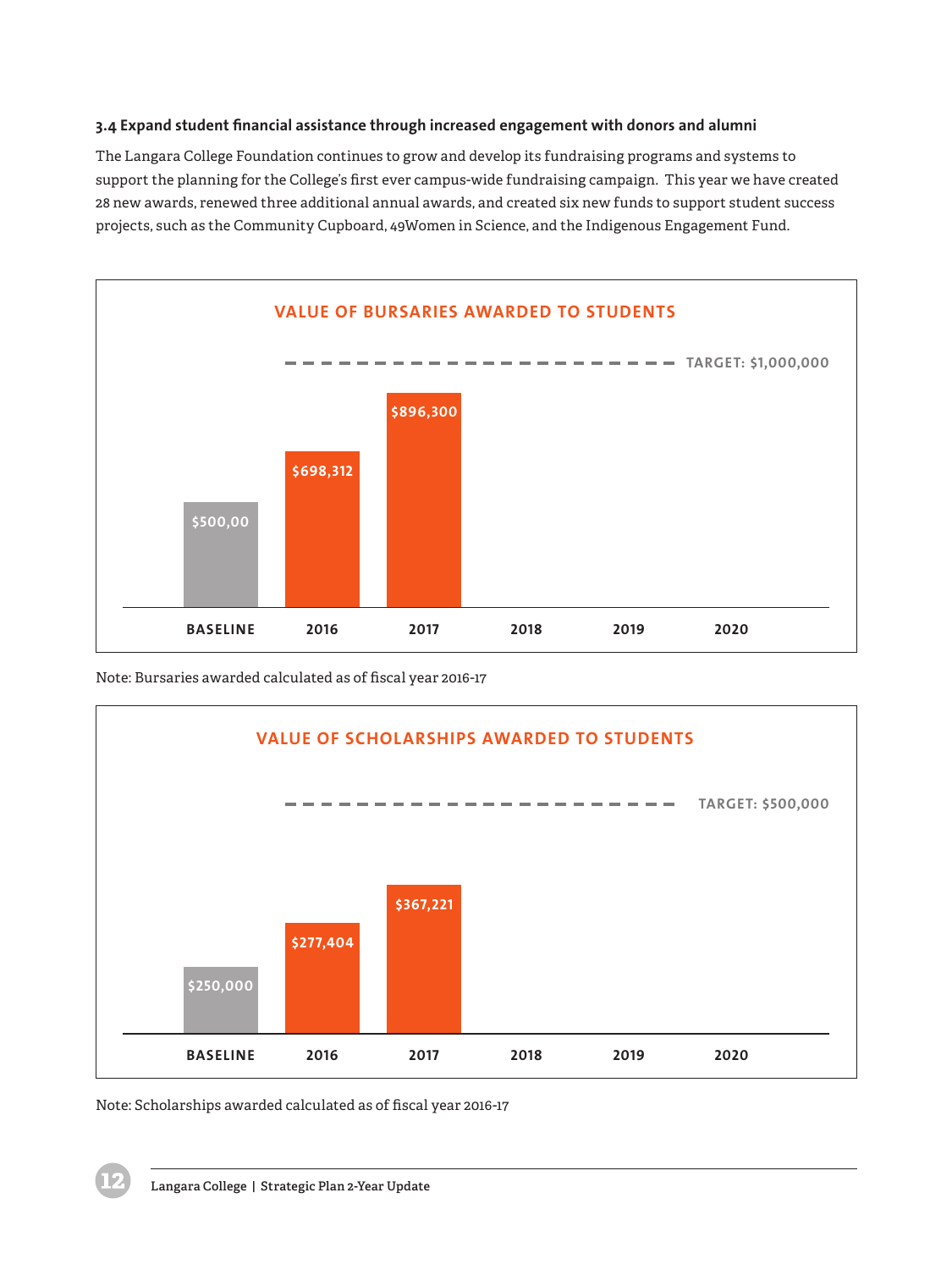### 3.4 Expand student financial assistance through increased engagement with donors and alumni

The Langara College Foundation continues to grow and develop its fundraising programs and systems to support the planning for the College's first ever campus-wide fundraising campaign. This year we have created 28 new awards, renewed three additional annual awards, and created six new funds to support student success projects, such as the Community Cupboard, 49Women in Science, and the Indigenous Engagement Fund.

**VALUE OF BURSARIES AWARDED TO STUDENTS**

TARGET: $1,000,000

| BASELINE | 2016 | 2017 | 2018 | 2019 | 2020 |
|---|---|---|---|---|---|
| $500,00 | $698,312 | $896,300 | | | |

Note: Bursaries awarded calculated as of fiscal year 2016-17

**VALUE OF SCHOLARSHIPS AWARDED TO STUDENTS**

TARGET: $500,000

| BASELINE | 2016 | 2017 | 2018 | 2019 | 2020 |
|---|---|---|---|---|---|
| $250,000 | $277,404 | $367,221 | | | |

Note: Scholarships awarded calculated as of fiscal year 2016-17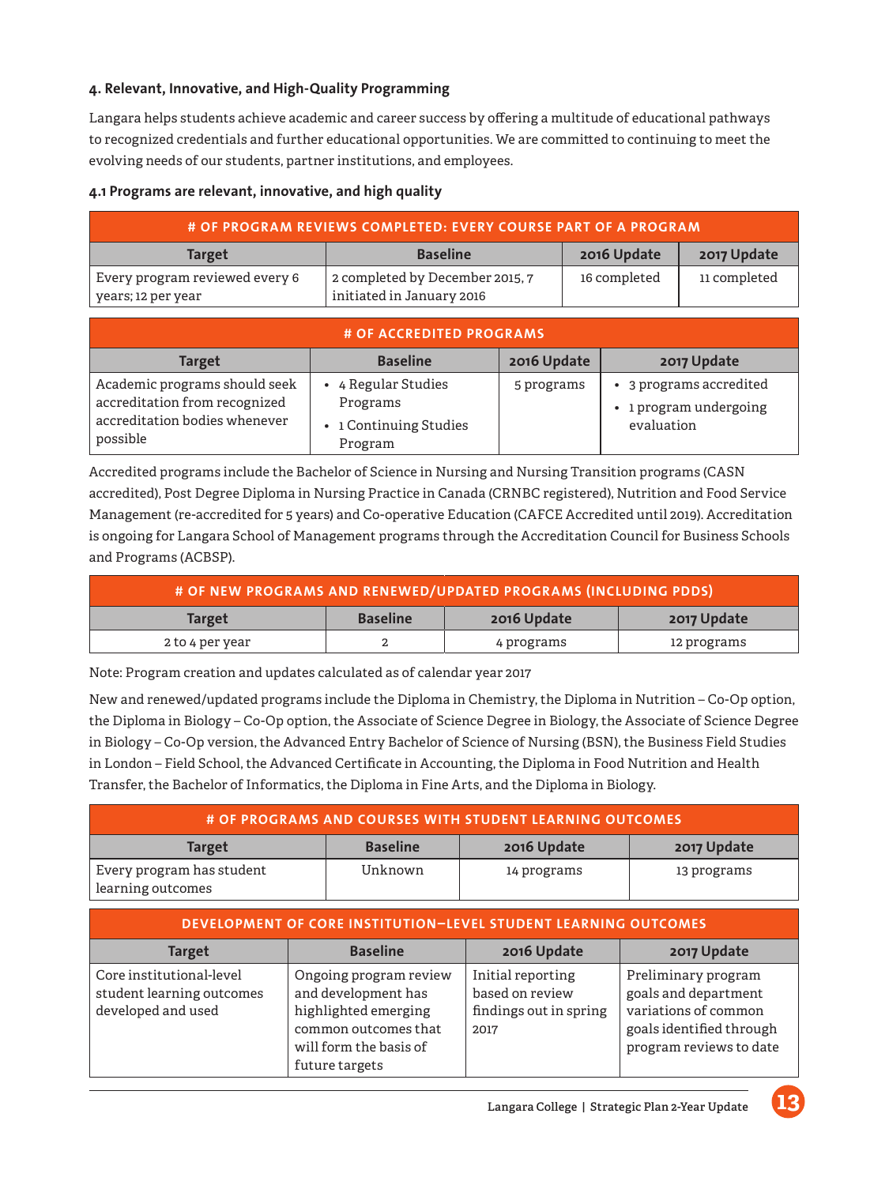#### 4. Relevant, Innovative, and High-Quality Programming

Langara helps students achieve academic and career success by offering a multitude of educational pathways to recognized credentials and further educational opportunities. We are committed to continuing to meet the evolving needs of our students, partner institutions, and employees.

##### 4.1 Programs are relevant, innovative, and high quality

| # OF PROGRAM REVIEWS COMPLETED: EVERY COURSE PART OF A PROGRAM | | | |
|---|---|---|---|
| **Target** | **Baseline** | **2016 Update** | **2017 Update** |
| Every program reviewed every 6 years; 12 per year | 2 completed by December 2015, 7 initiated in January 2016 | 16 completed | 11 completed |

| # OF ACCREDITED PROGRAMS | | | |
|---|---|---|---|
| **Target** | **Baseline** | **2016 Update** | **2017 Update** |
| Academic programs should seek accreditation from recognized accreditation bodies whenever possible | • 4 Regular Studies Programs<br>• 1 Continuing Studies Program | 5 programs | • 3 programs accredited<br>• 1 program undergoing evaluation |

Accredited programs include the Bachelor of Science in Nursing and Nursing Transition programs (CASN accredited), Post Degree Diploma in Nursing Practice in Canada (CRNBC registered), Nutrition and Food Service Management (re-accredited for 5 years) and Co-operative Education (CAFCE Accredited until 2019). Accreditation is ongoing for Langara School of Management programs through the Accreditation Council for Business Schools and Programs (ACBSP).

| # OF NEW PROGRAMS AND RENEWED/UPDATED PROGRAMS (INCLUDING PDDS) | | | |
|---|---|---|---|
| **Target** | **Baseline** | **2016 Update** | **2017 Update** |
| 2 to 4 per year | 2 | 4 programs | 12 programs |

Note: Program creation and updates calculated as of calendar year 2017

New and renewed/updated programs include the Diploma in Chemistry, the Diploma in Nutrition – Co-Op option, the Diploma in Biology – Co-Op option, the Associate of Science Degree in Biology, the Associate of Science Degree in Biology – Co-Op version, the Advanced Entry Bachelor of Science of Nursing (BSN), the Business Field Studies in London – Field School, the Advanced Certificate in Accounting, the Diploma in Food Nutrition and Health Transfer, the Bachelor of Informatics, the Diploma in Fine Arts, and the Diploma in Biology.

| # OF PROGRAMS AND COURSES WITH STUDENT LEARNING OUTCOMES | | | |
|---|---|---|---|
| **Target** | **Baseline** | **2016 Update** | **2017 Update** |
| Every program has student learning outcomes | Unknown | 14 programs | 13 programs |

| DEVELOPMENT OF CORE INSTITUTION–LEVEL STUDENT LEARNING OUTCOMES | | | |
|---|---|---|---|
| **Target** | **Baseline** | **2016 Update** | **2017 Update** |
| Core institutional-level student learning outcomes developed and used | Ongoing program review and development has highlighted emerging common outcomes that will form the basis of future targets | Initial reporting based on review findings out in spring 2017 | Preliminary program goals and department variations of common goals identified through program reviews to date |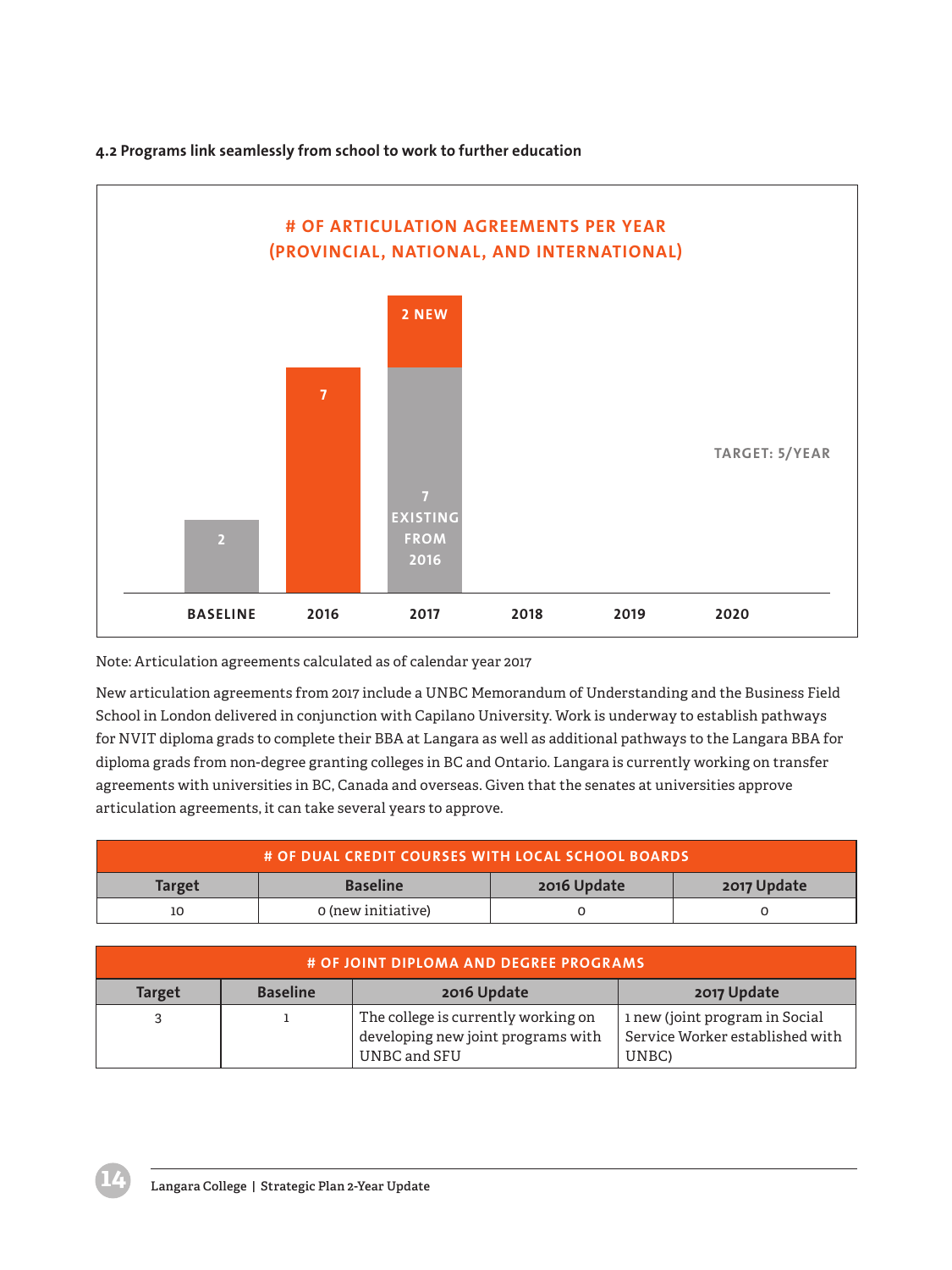#### 4.2 Programs link seamlessly from school to work to further education

**# OF ARTICULATION AGREEMENTS PER YEAR (PROVINCIAL, NATIONAL, AND INTERNATIONAL)**

| Year | Agreements |
|---|---|
| BASELINE | 2 |
| 2016 | 7 |
| 2017 | 7 EXISTING FROM 2016 + 2 NEW |
| 2018 | |
| 2019 | |
| 2020 | |

TARGET: 5/YEAR

Note: Articulation agreements calculated as of calendar year 2017

New articulation agreements from 2017 include a UNBC Memorandum of Understanding and the Business Field School in London delivered in conjunction with Capilano University. Work is underway to establish pathways for NVIT diploma grads to complete their BBA at Langara as well as additional pathways to the Langara BBA for diploma grads from non-degree granting colleges in BC and Ontario. Langara is currently working on transfer agreements with universities in BC, Canada and overseas. Given that the senates at universities approve articulation agreements, it can take several years to approve.

**# OF DUAL CREDIT COURSES WITH LOCAL SCHOOL BOARDS**

| Target | Baseline | 2016 Update | 2017 Update |
|---|---|---|---|
| 10 | 0 (new initiative) | 0 | 0 |

**# OF JOINT DIPLOMA AND DEGREE PROGRAMS**

| Target | Baseline | 2016 Update | 2017 Update |
|---|---|---|---|
| 3 | 1 | The college is currently working on developing new joint programs with UNBC and SFU | 1 new (joint program in Social Service Worker established with UNBC) |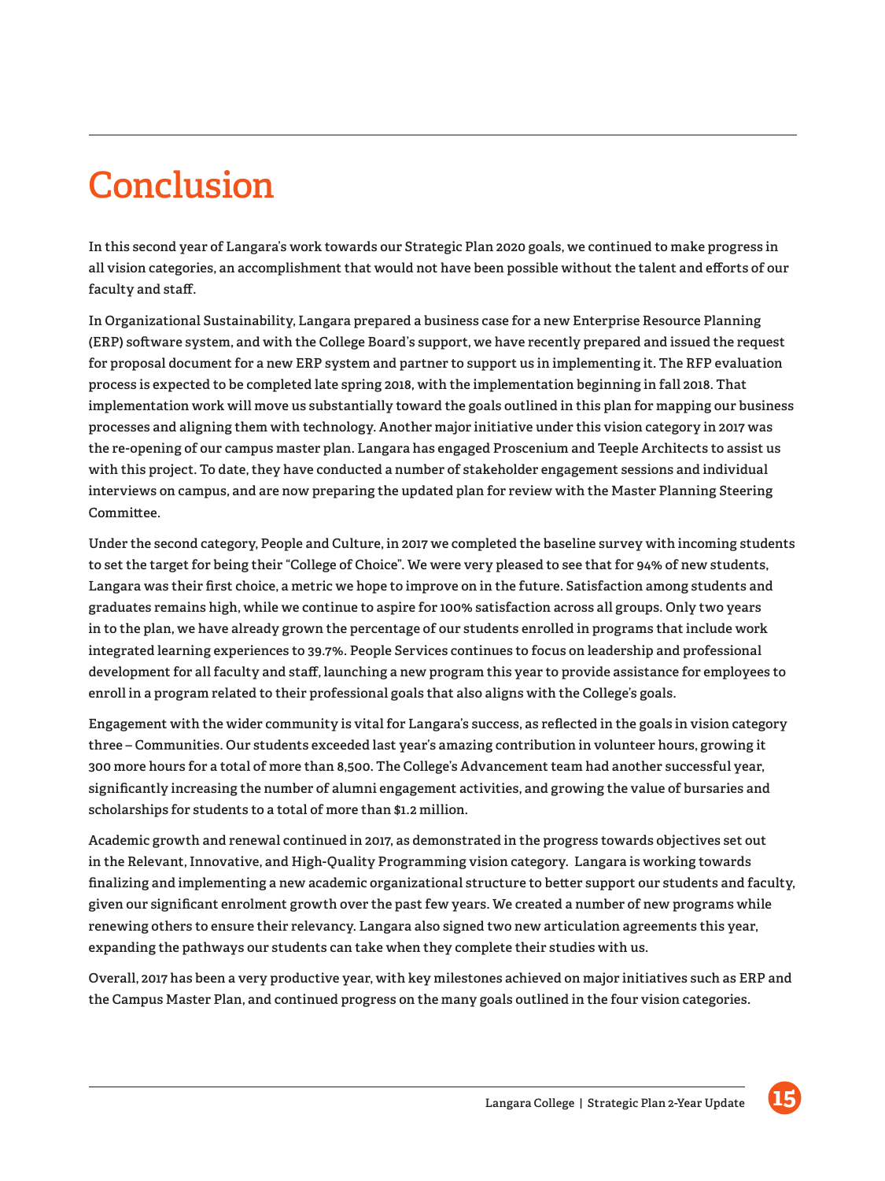# Conclusion

In this second year of Langara's work towards our Strategic Plan 2020 goals, we continued to make progress in all vision categories, an accomplishment that would not have been possible without the talent and efforts of our faculty and staff.

In Organizational Sustainability, Langara prepared a business case for a new Enterprise Resource Planning (ERP) software system, and with the College Board's support, we have recently prepared and issued the request for proposal document for a new ERP system and partner to support us in implementing it. The RFP evaluation process is expected to be completed late spring 2018, with the implementation beginning in fall 2018. That implementation work will move us substantially toward the goals outlined in this plan for mapping our business processes and aligning them with technology. Another major initiative under this vision category in 2017 was the re-opening of our campus master plan. Langara has engaged Proscenium and Teeple Architects to assist us with this project. To date, they have conducted a number of stakeholder engagement sessions and individual interviews on campus, and are now preparing the updated plan for review with the Master Planning Steering Committee.

Under the second category, People and Culture, in 2017 we completed the baseline survey with incoming students to set the target for being their "College of Choice". We were very pleased to see that for 94% of new students, Langara was their first choice, a metric we hope to improve on in the future. Satisfaction among students and graduates remains high, while we continue to aspire for 100% satisfaction across all groups. Only two years in to the plan, we have already grown the percentage of our students enrolled in programs that include work integrated learning experiences to 39.7%. People Services continues to focus on leadership and professional development for all faculty and staff, launching a new program this year to provide assistance for employees to enroll in a program related to their professional goals that also aligns with the College's goals.

Engagement with the wider community is vital for Langara's success, as reflected in the goals in vision category three – Communities. Our students exceeded last year's amazing contribution in volunteer hours, growing it 300 more hours for a total of more than 8,500. The College's Advancement team had another successful year, significantly increasing the number of alumni engagement activities, and growing the value of bursaries and scholarships for students to a total of more than $1.2 million.

Academic growth and renewal continued in 2017, as demonstrated in the progress towards objectives set out in the Relevant, Innovative, and High-Quality Programming vision category. Langara is working towards finalizing and implementing a new academic organizational structure to better support our students and faculty, given our significant enrolment growth over the past few years. We created a number of new programs while renewing others to ensure their relevancy. Langara also signed two new articulation agreements this year, expanding the pathways our students can take when they complete their studies with us.

Overall, 2017 has been a very productive year, with key milestones achieved on major initiatives such as ERP and the Campus Master Plan, and continued progress on the many goals outlined in the four vision categories.